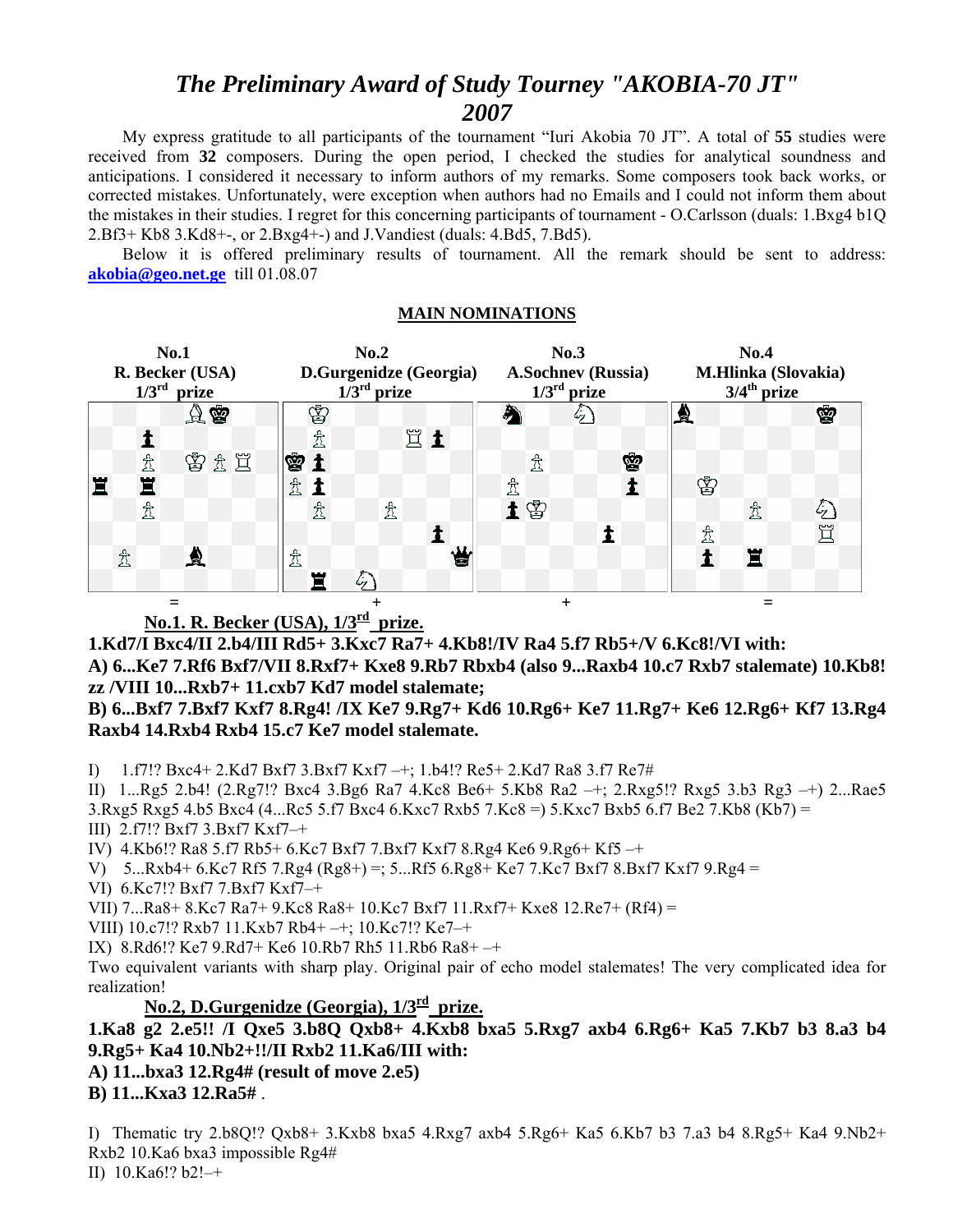# *The Preliminary Award of Study Tourney "AKOBIA-70 JT" 2007*

My express gratitude to all participants of the tournament "Iuri Akobia 70 JT". A total of **55** studies were received from **32** composers. During the open period, I checked the studies for analytical soundness and anticipations. I considered it necessary to inform authors of my remarks. Some composers took back works, or corrected mistakes. Unfortunately, were exception when authors had no Emails and I could not inform them about the mistakes in their studies. I regret for this concerning participants of tournament - O.Carlsson (duals: 1.Bxg4 b1Q 2.Bf3+ Kb8 3.Kd8+-, or 2.Bxg4+-) and J.Vandiest (duals: 4.Bd5, 7.Bd5).

Below it is offered preliminary results of tournament. All the remark should be sent to address: **akobia@geo.net.ge** till 01.08.07

## MAIN NOMINATIONS

| No.1 | No.2 | No.3 | No.4 |
|---|---|---|---|
| R. Becker (USA) | D.Gurgenidze (Georgia) | A.Sochnev (Russia) | M.Hlinka (Slovakia) |
| 1/3rd prize | 1/3rd prize | 1/3rd prize | 3/4th prize |
| = | + | + | = |

**No.1. R. Becker (USA), 1/3rd prize.**

**1.Kd7/I Bxc4/II 2.b4/III Rd5+ 3.Kxc7 Ra7+ 4.Kb8!/IV Ra4 5.f7 Rb5+/V 6.Kc8!/VI with:**

**A) 6...Ke7 7.Rf6 Bxf7/VII 8.Rxf7+ Kxe8 9.Rb7 Rbxb4 (also 9...Raxb4 10.c7 Rxb7 stalemate) 10.Kb8! zz /VIII 10...Rxb7+ 11.cxb7 Kd7 model stalemate;**

**B) 6...Bxf7 7.Bxf7 Kxf7 8.Rg4! /IX Ke7 9.Rg7+ Kd6 10.Rg6+ Ke7 11.Rg7+ Ke6 12.Rg6+ Kf7 13.Rg4 Raxb4 14.Rxb4 Rxb4 15.c7 Ke7 model stalemate.**

I) 1.f7!? Bxc4+ 2.Kd7 Bxf7 3.Bxf7 Kxf7 –+; 1.b4!? Re5+ 2.Kd7 Ra8 3.f7 Re7#

II) 1...Rg5 2.b4! (2.Rg7!? Bxc4 3.Bg6 Ra7 4.Kc8 Be6+ 5.Kb8 Ra2 –+; 2.Rxg5!? Rxg5 3.b3 Rg3 –+) 2...Rae5 3.Rxg5 Rxg5 4.b5 Bxc4 (4...Rc5 5.f7 Bxc4 6.Kxc7 Rxb5 7.Kc8 =) 5.Kxc7 Bxb5 6.f7 Be2 7.Kb8 (Kb7) =

III) 2.f7!? Bxf7 3.Bxf7 Kxf7–+

IV) 4.Kb6!? Ra8 5.f7 Rb5+ 6.Kc7 Bxf7 7.Bxf7 Kxf7 8.Rg4 Ke6 9.Rg6+ Kf5 –+

V) 5...Rxb4+ 6.Kc7 Rf5 7.Rg4 (Rg8+) =; 5...Rf5 6.Rg8+ Ke7 7.Kc7 Bxf7 8.Bxf7 Kxf7 9.Rg4 =

VI) 6.Kc7!? Bxf7 7.Bxf7 Kxf7–+

VII) 7...Ra8+ 8.Kc7 Ra7+ 9.Kc8 Ra8+ 10.Kc7 Bxf7 11.Rxf7+ Kxe8 12.Re7+ (Rf4) =

VIII) 10.c7!? Rxb7 11.Kxb7 Rb4+ –+; 10.Kc7!? Ke7–+

IX) 8.Rd6!? Ke7 9.Rd7+ Ke6 10.Rb7 Rh5 11.Rb6 Ra8+ –+

Two equivalent variants with sharp play. Original pair of echo model stalemates! The very complicated idea for realization!

**No.2, D.Gurgenidze (Georgia), 1/3rd prize.**

**1.Ka8 g2 2.e5!! /I Qxe5 3.b8Q Qxb8+ 4.Kxb8 bxa5 5.Rxg7 axb4 6.Rg6+ Ka5 7.Kb7 b3 8.a3 b4 9.Rg5+ Ka4 10.Nb2+!!/II Rxb2 11.Ka6/III with:**

**A) 11...bxa3 12.Rg4# (result of move 2.e5)**

**B) 11...Kxa3 12.Ra5#** .

I) Thematic try 2.b8Q!? Qxb8+ 3.Kxb8 bxa5 4.Rxg7 axb4 5.Rg6+ Ka5 6.Kb7 b3 7.a3 b4 8.Rg5+ Ka4 9.Nb2+ Rxb2 10.Ka6 bxa3 impossible Rg4#

II) 10.Ka6!? b2!–+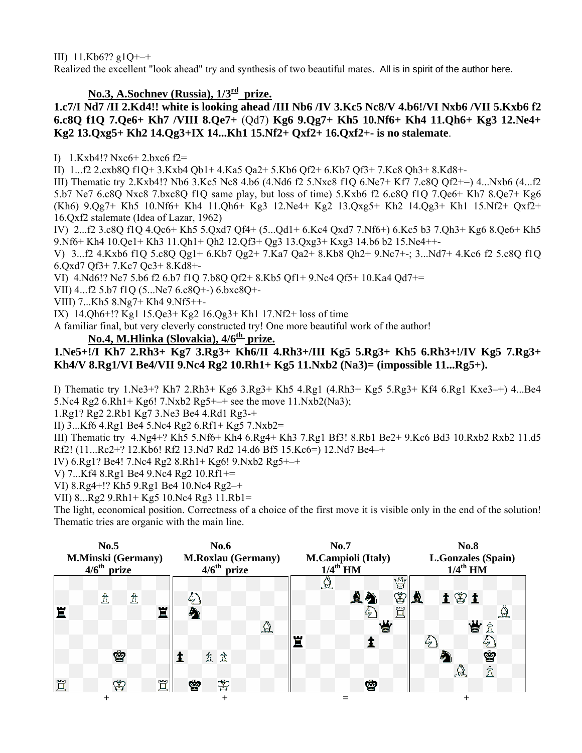III) 11.Kb6?? g1Q+–+

Realized the excellent "look ahead" try and synthesis of two beautiful mates. All is in spirit of the author here.

## No.3, A.Sochnev (Russia), 1/3rd prize.

**1.c7/I Nd7 /II 2.Kd4!! white is looking ahead /III Nb6 /IV 3.Kc5 Nc8/V 4.b6!/VI Nxb6 /VII 5.Kxb6 f2 6.c8Q f1Q 7.Qe6+ Kh7 /VIII 8.Qe7+** (Qd7) **Kg6 9.Qg7+ Kh5 10.Nf6+ Kh4 11.Qh6+ Kg3 12.Ne4+ Kg2 13.Qxg5+ Kh2 14.Qg3+IX 14...Kh1 15.Nf2+ Qxf2+ 16.Qxf2+- is no stalemate**.

I) 1.Kxb4!? Nxc6+ 2.bxc6 f2=

II) 1...f2 2.cxb8Q f1Q+ 3.Kxb4 Qb1+ 4.Ka5 Qa2+ 5.Kb6 Qf2+ 6.Kb7 Qf3+ 7.Kc8 Qh3+ 8.Kd8+-

III) Thematic try 2.Kxb4!? Nb6 3.Kc5 Nc8 4.b6 (4.Nd6 f2 5.Nxc8 f1Q 6.Ne7+ Kf7 7.c8Q Qf2+=) 4...Nxb6 (4...f2 5.b7 Ne7 6.c8Q Nxc8 7.bxc8Q f1Q same play, but loss of time) 5.Kxb6 f2 6.c8Q f1Q 7.Qe6+ Kh7 8.Qe7+ Kg6 (Kh6) 9.Qg7+ Kh5 10.Nf6+ Kh4 11.Qh6+ Kg3 12.Ne4+ Kg2 13.Qxg5+ Kh2 14.Qg3+ Kh1 15.Nf2+ Qxf2+ 16.Qxf2 stalemate (Idea of Lazar, 1962)

IV) 2...f2 3.c8Q f1Q 4.Qc6+ Kh5 5.Qxd7 Qf4+ (5...Qd1+ 6.Kc4 Qxd7 7.Nf6+) 6.Kc5 b3 7.Qh3+ Kg6 8.Qe6+ Kh5 9.Nf6+ Kh4 10.Qe1+ Kh3 11.Qh1+ Qh2 12.Qf3+ Qg3 13.Qxg3+ Kxg3 14.b6 b2 15.Ne4++-

V) 3...f2 4.Kxb6 f1Q 5.c8Q Qg1+ 6.Kb7 Qg2+ 7.Ka7 Qa2+ 8.Kb8 Qh2+ 9.Nc7+-; 3...Nd7+ 4.Kc6 f2 5.c8Q f1Q 6.Qxd7 Qf3+ 7.Kc7 Qc3+ 8.Kd8+-

VI) 4.Nd6!? Ne7 5.b6 f2 6.b7 f1Q 7.b8Q Qf2+ 8.Kb5 Qf1+ 9.Nc4 Qf5+ 10.Ka4 Qd7+=

VII) 4...f2 5.b7 f1Q (5...Ne7 6.c8Q+-) 6.bxc8Q+-

VIII) 7...Kh5 8.Ng7+ Kh4 9.Nf5++-

IX) 14.Qh6+!? Kg1 15.Qe3+ Kg2 16.Qg3+ Kh1 17.Nf2+ loss of time

A familiar final, but very cleverly constructed try! One more beautiful work of the author!

## No.4, M.Hlinka (Slovakia), 4/6th prize.

**1.Ne5+!/I Kh7 2.Rh3+ Kg7 3.Rg3+ Kh6/II 4.Rh3+/III Kg5 5.Rg3+ Kh5 6.Rh3+!/IV Kg5 7.Rg3+ Kh4/V 8.Rg1/VI Be4/VII 9.Nc4 Rg2 10.Rh1+ Kg5 11.Nxb2 (Na3)= (impossible 11...Rg5+).**

I) Thematic try 1.Ne3+? Kh7 2.Rh3+ Kg6 3.Rg3+ Kh5 4.Rg1 (4.Rh3+ Kg5 5.Rg3+ Kf4 6.Rg1 Kxe3–+) 4...Be4 5.Nc4 Rg2 6.Rh1+ Kg6! 7.Nxb2 Rg5+–+ see the move 11.Nxb2(Na3);

1.Rg1? Rg2 2.Rb1 Kg7 3.Ne3 Be4 4.Rd1 Rg3-+

II) 3...Kf6 4.Rg1 Be4 5.Nc4 Rg2 6.Rf1+ Kg5 7.Nxb2=

III) Thematic try 4.Ng4+? Kh5 5.Nf6+ Kh4 6.Rg4+ Kh3 7.Rg1 Bf3! 8.Rb1 Be2+ 9.Kc6 Bd3 10.Rxb2 Rxb2 11.d5 Rf2! (11...Rc2+? 12.Kb6! Rf2 13.Nd7 Rd2 14.d6 Bf5 15.Kc6=) 12.Nd7 Be4–+

IV) 6.Rg1!? Be4! 7.Nc4 Rg2 8.Rh1+ Kg6! 9.Nxb2 Rg5+–+

V) 7...Kf4 8.Rg1 Be4 9.Nc4 Rg2 10.Rf1+=

VI) 8.Rg4+!? Kh5 9.Rg1 Be4 10.Nc4 Rg2–+

VII) 8...Rg2 9.Rh1+ Kg5 10.Nc4 Rg3 11.Rb1=

The light, economical position. Correctness of a choice of the first move it is visible only in the end of the solution! Thematic tries are organic with the main line.

| No.5 | No.6 | No.7 | No.8 |
|---|---|---|---|
| M.Minski (Germany) | M.Roxlau (Germany) | M.Campioli (Italy) | L.Gonzales (Spain) |
| 4/6th prize | 4/6th prize | 1/4th HM | 1/4th HM |
| + | + | = | + |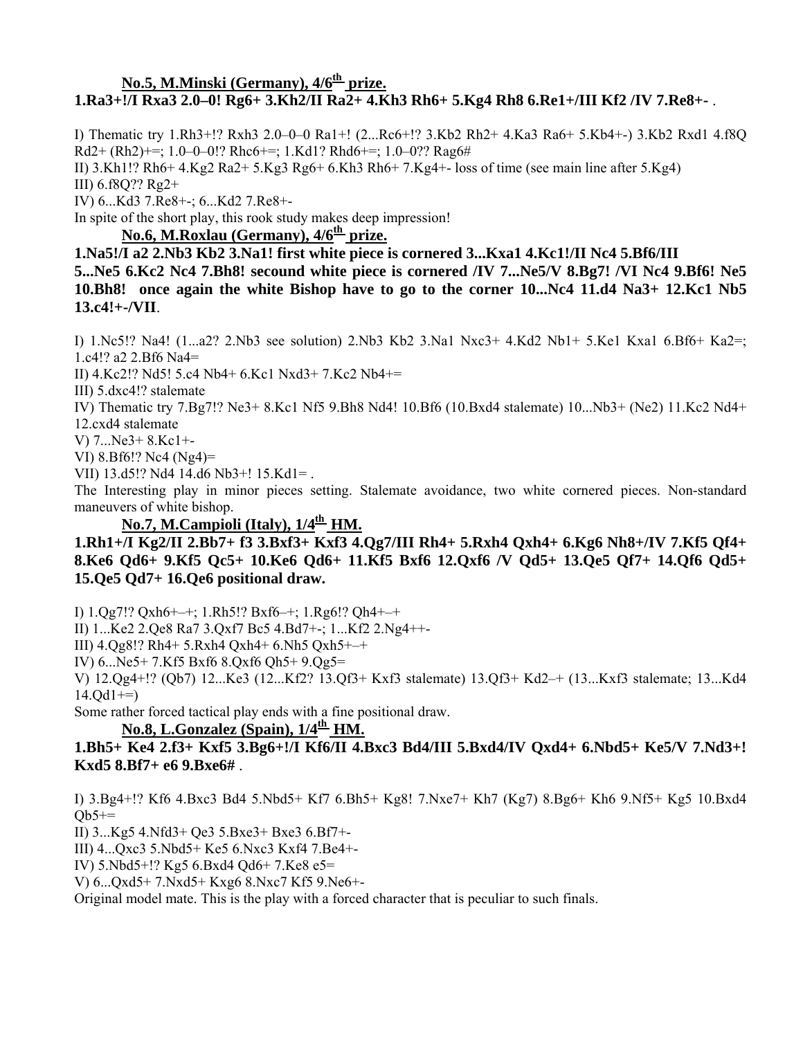### No.5, M.Minski (Germany), 4/6th prize.

**1.Ra3+!/I Rxa3 2.0–0! Rg6+ 3.Kh2/II Ra2+ 4.Kh3 Rh6+ 5.Kg4 Rh8 6.Re1+/III Kf2 /IV 7.Re8+-** .

I) Thematic try 1.Rh3+!? Rxh3 2.0–0–0 Ra1+! (2...Rc6+!? 3.Kb2 Rh2+ 4.Ka3 Ra6+ 5.Kb4+-) 3.Kb2 Rxd1 4.f8Q Rd2+ (Rh2)+=; 1.0–0–0!? Rhc6+=; 1.Kd1? Rhd6+=; 1.0–0?? Rag6#

II) 3.Kh1!? Rh6+ 4.Kg2 Ra2+ 5.Kg3 Rg6+ 6.Kh3 Rh6+ 7.Kg4+- loss of time (see main line after 5.Kg4)

III) 6.f8Q?? Rg2+

IV) 6...Kd3 7.Re8+-; 6...Kd2 7.Re8+-

In spite of the short play, this rook study makes deep impression!

### No.6, M.Roxlau (Germany), 4/6th prize.

**1.Na5!/I a2 2.Nb3 Kb2 3.Na1! first white piece is cornered 3...Kxa1 4.Kc1!/II Nc4 5.Bf6/III 5...Ne5 6.Kc2 Nc4 7.Bh8! secound white piece is cornered /IV 7...Ne5/V 8.Bg7! /VI Nc4 9.Bf6! Ne5 10.Bh8! once again the white Bishop have to go to the corner 10...Nc4 11.d4 Na3+ 12.Kc1 Nb5 13.c4!+-/VII**.

I) 1.Nc5!? Na4! (1...a2? 2.Nb3 see solution) 2.Nb3 Kb2 3.Na1 Nxc3+ 4.Kd2 Nb1+ 5.Ke1 Kxa1 6.Bf6+ Ka2=; 1.c4!? a2 2.Bf6 Na4=

II) 4.Kc2!? Nd5! 5.c4 Nb4+ 6.Kc1 Nxd3+ 7.Kc2 Nb4+=

III) 5.dxc4!? stalemate

IV) Thematic try 7.Bg7!? Ne3+ 8.Kc1 Nf5 9.Bh8 Nd4! 10.Bf6 (10.Bxd4 stalemate) 10...Nb3+ (Ne2) 11.Kc2 Nd4+ 12.cxd4 stalemate

V) 7...Ne3+ 8.Kc1+-

VI) 8.Bf6!? Nc4 (Ng4)=

VII) 13.d5!? Nd4 14.d6 Nb3+! 15.Kd1= .

The Interesting play in minor pieces setting. Stalemate avoidance, two white cornered pieces. Non-standard maneuvers of white bishop.

### No.7, M.Campioli (Italy), 1/4th HM.

**1.Rh1+/I Kg2/II 2.Bb7+ f3 3.Bxf3+ Kxf3 4.Qg7/III Rh4+ 5.Rxh4 Qxh4+ 6.Kg6 Nh8+/IV 7.Kf5 Qf4+ 8.Ke6 Qd6+ 9.Kf5 Qc5+ 10.Ke6 Qd6+ 11.Kf5 Bxf6 12.Qxf6 /V Qd5+ 13.Qe5 Qf7+ 14.Qf6 Qd5+ 15.Qe5 Qd7+ 16.Qe6 positional draw.**

I) 1.Qg7!? Qxh6+–+; 1.Rh5!? Bxf6–+; 1.Rg6!? Qh4+–+

II) 1...Ke2 2.Qe8 Ra7 3.Qxf7 Bc5 4.Bd7+-; 1...Kf2 2.Ng4++-

III) 4.Qg8!? Rh4+ 5.Rxh4 Qxh4+ 6.Nh5 Qxh5+–+

IV) 6...Ne5+ 7.Kf5 Bxf6 8.Qxf6 Qh5+ 9.Qg5=

V) 12.Qg4+!? (Qb7) 12...Ke3 (12...Kf2? 13.Qf3+ Kxf3 stalemate) 13.Qf3+ Kd2–+ (13...Kxf3 stalemate; 13...Kd4 14.Qd1+=)

Some rather forced tactical play ends with a fine positional draw.

### No.8, L.Gonzalez (Spain), 1/4th HM.

**1.Bh5+ Ke4 2.f3+ Kxf5 3.Bg6+!/I Kf6/II 4.Bxc3 Bd4/III 5.Bxd4/IV Qxd4+ 6.Nbd5+ Ke5/V 7.Nd3+! Kxd5 8.Bf7+ e6 9.Bxe6#** .

I) 3.Bg4+!? Kf6 4.Bxc3 Bd4 5.Nbd5+ Kf7 6.Bh5+ Kg8! 7.Nxe7+ Kh7 (Kg7) 8.Bg6+ Kh6 9.Nf5+ Kg5 10.Bxd4 Qb5+=

II) 3...Kg5 4.Nfd3+ Qe3 5.Bxe3+ Bxe3 6.Bf7+-

III) 4...Qxc3 5.Nbd5+ Ke5 6.Nxc3 Kxf4 7.Be4+-

IV) 5.Nbd5+!? Kg5 6.Bxd4 Qd6+ 7.Ke8 e5=

V) 6...Qxd5+ 7.Nxd5+ Kxg6 8.Nxc7 Kf5 9.Ne6+-

Original model mate. This is the play with a forced character that is peculiar to such finals.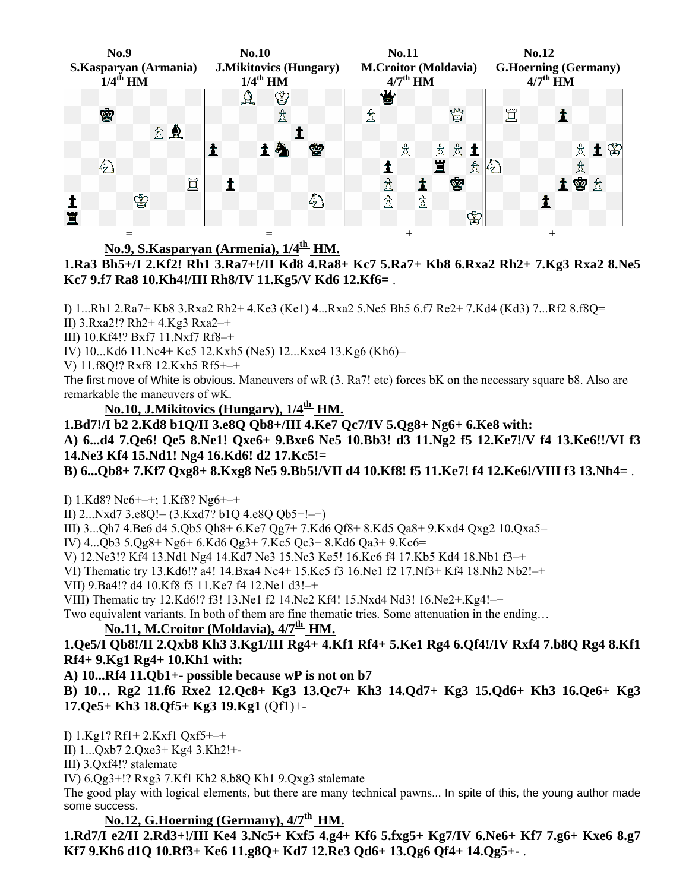| No.9 | No.10 | No.11 | No.12 |
|---|---|---|---|
| S.Kasparyan (Armenia) | J.Mikitovics (Hungary) | M.Croitor (Moldavia) | G.Hoerning (Germany) |
| 1/4th HM | 1/4th HM | 4/7th HM | 4/7th HM |
| = | = | + | + |

**No.9, S.Kasparyan (Armenia), 1/4th HM.**

**1.Ra3 Bh5+/I 2.Kf2! Rh1 3.Ra7+!/II Kd8 4.Ra8+ Kc7 5.Ra7+ Kb8 6.Rxa2 Rh2+ 7.Kg3 Rxa2 8.Ne5 Kc7 9.f7 Ra8 10.Kh4!/III Rh8/IV 11.Kg5/V Kd6 12.Kf6=** .

I) 1...Rh1 2.Ra7+ Kb8 3.Rxa2 Rh2+ 4.Ke3 (Ke1) 4...Rxa2 5.Ne5 Bh5 6.f7 Re2+ 7.Kd4 (Kd3) 7...Rf2 8.f8Q=

II) 3.Rxa2!? Rh2+ 4.Kg3 Rxa2–+

III) 10.Kf4!? Bxf7 11.Nxf7 Rf8–+

IV) 10...Kd6 11.Nc4+ Kc5 12.Kxh5 (Ne5) 12...Kxc4 13.Kg6 (Kh6)=

V) 11.f8Q!? Rxf8 12.Kxh5 Rf5+–+

The first move of White is obvious. Maneuvers of wR (3. Ra7! etc) forces bK on the necessary square b8. Also are remarkable the maneuvers of wK.

**No.10, J.Mikitovics (Hungary), 1/4th HM.**

**1.Bd7!/I b2 2.Kd8 b1Q/II 3.e8Q Qb8+/III 4.Ke7 Qc7/IV 5.Qg8+ Ng6+ 6.Ke8 with:**

**A) 6...d4 7.Qe6! Qe5 8.Ne1! Qxe6+ 9.Bxe6 Ne5 10.Bb3! d3 11.Ng2 f5 12.Ke7!/V f4 13.Ke6!!/VI f3 14.Ne3 Kf4 15.Nd1! Ng4 16.Kd6! d2 17.Kc5!=**

**B) 6...Qb8+ 7.Kf7 Qxg8+ 8.Kxg8 Ne5 9.Bb5!/VII d4 10.Kf8! f5 11.Ke7! f4 12.Ke6!/VIII f3 13.Nh4=** .

I) 1.Kd8? Nc6+–+; 1.Kf8? Ng6+–+

II) 2...Nxd7 3.e8Q!= (3.Kxd7? b1Q 4.e8Q Qb5+!–+)

III) 3...Qh7 4.Be6 d4 5.Qb5 Qh8+ 6.Ke7 Qg7+ 7.Kd6 Qf8+ 8.Kd5 Qa8+ 9.Kxd4 Qxg2 10.Qxa5=

IV) 4...Qb3 5.Qg8+ Ng6+ 6.Kd6 Qg3+ 7.Kc5 Qc3+ 8.Kd6 Qa3+ 9.Kc6=

V) 12.Ne3!? Kf4 13.Nd1 Ng4 14.Kd7 Ne3 15.Nc3 Ke5! 16.Kc6 f4 17.Kb5 Kd4 18.Nb1 f3–+

VI) Thematic try 13.Kd6!? a4! 14.Bxa4 Nc4+ 15.Kc5 f3 16.Ne1 f2 17.Nf3+ Kf4 18.Nh2 Nb2!–+

VII) 9.Ba4!? d4 10.Kf8 f5 11.Ke7 f4 12.Ne1 d3!–+

VIII) Thematic try 12.Kd6!? f3! 13.Ne1 f2 14.Nc2 Kf4! 15.Nxd4 Nd3! 16.Ne2+.Kg4!–+

Two equivalent variants. In both of them are fine thematic tries. Some attenuation in the ending…

**No.11, M.Croitor (Moldavia), 4/7th HM.**

**1.Qe5/I Qb8!/II 2.Qxb8 Kh3 3.Kg1/III Rg4+ 4.Kf1 Rf4+ 5.Ke1 Rg4 6.Qf4!/IV Rxf4 7.b8Q Rg4 8.Kf1 Rf4+ 9.Kg1 Rg4+ 10.Kh1 with:**

**A) 10...Rf4 11.Qb1+- possible because wP is not on b7**

**B) 10… Rg2 11.f6 Rxe2 12.Qc8+ Kg3 13.Qc7+ Kh3 14.Qd7+ Kg3 15.Qd6+ Kh3 16.Qe6+ Kg3 17.Qe5+ Kh3 18.Qf5+ Kg3 19.Kg1** (Qf1)+-

I) 1.Kg1? Rf1+ 2.Kxf1 Qxf5+–+

II) 1...Qxb7 2.Qxe3+ Kg4 3.Kh2!+-

III) 3.Qxf4!? stalemate

IV) 6.Qg3+!? Rxg3 7.Kf1 Kh2 8.b8Q Kh1 9.Qxg3 stalemate

The good play with logical elements, but there are many technical pawns... In spite of this, the young author made some success.

**No.12, G.Hoerning (Germany), 4/7th HM.**

**1.Rd7/I e2/II 2.Rd3+!/III Ke4 3.Nc5+ Kxf5 4.g4+ Kf6 5.fxg5+ Kg7/IV 6.Ne6+ Kf7 7.g6+ Kxe6 8.g7 Kf7 9.Kh6 d1Q 10.Rf3+ Ke6 11.g8Q+ Kd7 12.Re3 Qd6+ 13.Qg6 Qf4+ 14.Qg5+-** .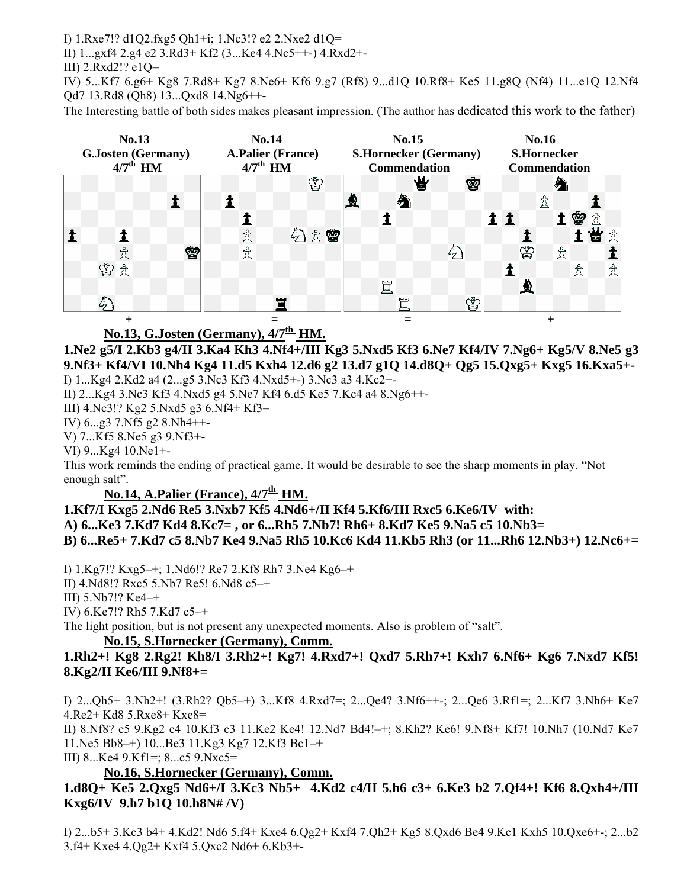I) 1.Rxe7!? d1Q2.fxg5 Qh1+i; 1.Nc3!? e2 2.Nxe2 d1Q=

II) 1...gxf4 2.g4 e2 3.Rd3+ Kf2 (3...Ke4 4.Nc5++-) 4.Rxd2+-

III) 2.Rxd2!? e1Q=

IV) 5...Kf7 6.g6+ Kg8 7.Rd8+ Kg7 8.Ne6+ Kf6 9.g7 (Rf8) 9...d1Q 10.Rf8+ Ke5 11.g8Q (Nf4) 11...e1Q 12.Nf4 Qd7 13.Rd8 (Qh8) 13...Qxd8 14.Ng6++-

The Interesting battle of both sides makes pleasant impression. (The author has dedicated this work to the father)

| No.13 | No.14 | No.15 | No.16 |
|---|---|---|---|
| G.Josten (Germany) | A.Palier (France) | S.Hornecker (Germany) | S.Hornecker |
| 4/7th HM | 4/7th HM | Commendation | Commendation |
| + | = | = | + |

## No.13, G.Josten (Germany), 4/7th HM.

**1.Ne2 g5/I 2.Kb3 g4/II 3.Ka4 Kh3 4.Nf4+/III Kg3 5.Nxd5 Kf3 6.Ne7 Kf4/IV 7.Ng6+ Kg5/V 8.Ne5 g3 9.Nf3+ Kf4/VI 10.Nh4 Kg4 11.d5 Kxh4 12.d6 g2 13.d7 g1Q 14.d8Q+ Qg5 15.Qxg5+ Kxg5 16.Kxa5+-**

I) 1...Kg4 2.Kd2 a4 (2...g5 3.Nc3 Kf3 4.Nxd5+-) 3.Nc3 a3 4.Kc2+-

II) 2...Kg4 3.Nc3 Kf3 4.Nxd5 g4 5.Ne7 Kf4 6.d5 Ke5 7.Kc4 a4 8.Ng6++-

III) 4.Nc3!? Kg2 5.Nxd5 g3 6.Nf4+ Kf3=

IV) 6...g3 7.Nf5 g2 8.Nh4++-

V) 7...Kf5 8.Ne5 g3 9.Nf3+-

VI) 9...Kg4 10.Ne1+-

This work reminds the ending of practical game. It would be desirable to see the sharp moments in play. "Not enough salt".

## No.14, A.Palier (France), 4/7th HM.

**1.Kf7/I Kxg5 2.Nd6 Re5 3.Nxb7 Kf5 4.Nd6+/II Kf4 5.Kf6/III Rxc5 6.Ke6/IV with:**

**A) 6...Ke3 7.Kd7 Kd4 8.Kc7= , or 6...Rh5 7.Nb7! Rh6+ 8.Kd7 Ke5 9.Na5 c5 10.Nb3=**

**B) 6...Re5+ 7.Kd7 c5 8.Nb7 Ke4 9.Na5 Rh5 10.Kc6 Kd4 11.Kb5 Rh3 (or 11...Rh6 12.Nb3+) 12.Nc6+=**

I) 1.Kg7!? Kxg5–+; 1.Nd6!? Re7 2.Kf8 Rh7 3.Ne4 Kg6–+

II) 4.Nd8!? Rxc5 5.Nb7 Re5! 6.Nd8 c5–+

III) 5.Nb7!? Ke4–+

IV) 6.Ke7!? Rh5 7.Kd7 c5–+

The light position, but is not present any unexpected moments. Also is problem of "salt".

## No.15, S.Hornecker (Germany), Comm.

**1.Rh2+! Kg8 2.Rg2! Kh8/I 3.Rh2+! Kg7! 4.Rxd7+! Qxd7 5.Rh7+! Kxh7 6.Nf6+ Kg6 7.Nxd7 Kf5! 8.Kg2/II Ke6/III 9.Nf8+=**

I) 2...Qh5+ 3.Nh2+! (3.Rh2? Qb5–+) 3...Kf8 4.Rxd7=; 2...Qe4? 3.Nf6++-; 2...Qe6 3.Rf1=; 2...Kf7 3.Nh6+ Ke7 4.Re2+ Kd8 5.Rxe8+ Kxe8=

II) 8.Nf8? c5 9.Kg2 c4 10.Kf3 c3 11.Ke2 Ke4! 12.Nd7 Bd4!–+; 8.Kh2? Ke6! 9.Nf8+ Kf7! 10.Nh7 (10.Nd7 Ke7 11.Ne5 Bb8–+) 10...Be3 11.Kg3 Kg7 12.Kf3 Bc1–+

III) 8...Ke4 9.Kf1=; 8...c5 9.Nxc5=

## No.16, S.Hornecker (Germany), Comm.

**1.d8Q+ Ke5 2.Qxg5 Nd6+/I 3.Kc3 Nb5+ 4.Kd2 c4/II 5.h6 c3+ 6.Ke3 b2 7.Qf4+! Kf6 8.Qxh4+/III Kxg6/IV 9.h7 b1Q 10.h8N# /V)**

I) 2...b5+ 3.Kc3 b4+ 4.Kd2! Nd6 5.f4+ Kxe4 6.Qg2+ Kxf4 7.Qh2+ Kg5 8.Qxd6 Be4 9.Kc1 Kxh5 10.Qxe6+-; 2...b2 3.f4+ Kxe4 4.Qg2+ Kxf4 5.Qxc2 Nd6+ 6.Kb3+-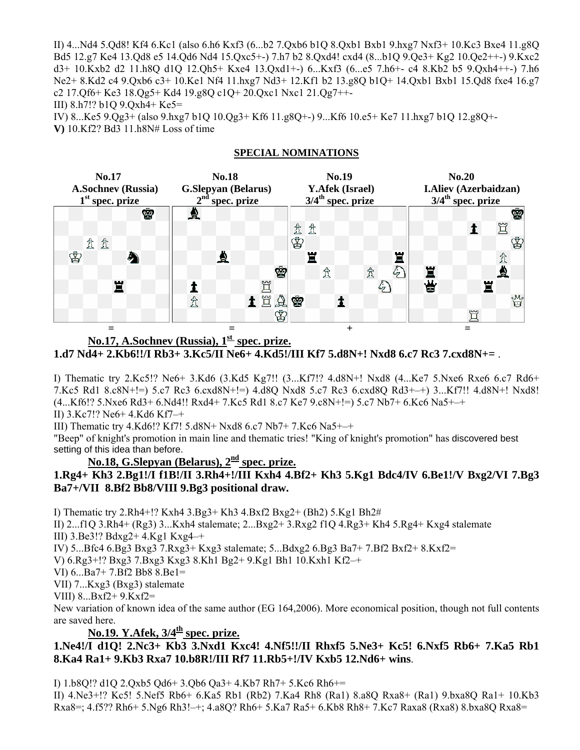II) 4...Nd4 5.Qd8! Kf4 6.Kc1 (also 6.h6 Kxf3 (6...b2 7.Qxb6 b1Q 8.Qxb1 Bxb1 9.hxg7 Nxf3+ 10.Kc3 Bxe4 11.g8Q Bd5 12.g7 Ke4 13.Qd8 e5 14.Qd6 Nd4 15.Qxc5+-) 7.h7 b2 8.Qxd4! cxd4 (8...b1Q 9.Qe3+ Kg2 10.Qe2++-) 9.Kxc2 d3+ 10.Kxb2 d2 11.h8Q d1Q 12.Qh5+ Kxe4 13.Qxd1+-) 6...Kxf3 (6...e5 7.h6+- c4 8.Kb2 b5 9.Qxh4++-) 7.h6 Ne2+ 8.Kd2 c4 9.Qxb6 c3+ 10.Ke1 Nf4 11.hxg7 Nd3+ 12.Kf1 b2 13.g8Q b1Q+ 14.Qxb1 Bxb1 15.Qd8 fxe4 16.g7 c2 17.Qf6+ Ke3 18.Qg5+ Kd4 19.g8Q c1Q+ 20.Qxc1 Nxc1 21.Qg7++-

III) 8.h7!? b1Q 9.Qxh4+ Ke5=

IV) 8...Ke5 9.Qg3+ (also 9.hxg7 b1Q 10.Qg3+ Kf6 11.g8Q+-) 9...Kf6 10.e5+ Ke7 11.hxg7 b1Q 12.g8Q+-

**V)** 10.Kf2? Bd3 11.h8N# Loss of time

## SPECIAL NOMINATIONS

| No.17 | No.18 | No.19 | No.20 |
|---|---|---|---|
| A.Sochnev (Russia) | G.Slepyan (Belarus) | Y.Afek (Israel) | I.Aliev (Azerbaidzan) |
| 1st spec. prize | 2nd spec. prize | 3/4th spec. prize | 3/4th spec. prize |
| = | = | + | = |

### No.17, A.Sochnev (Russia), 1st spec. prize.

**1.d7 Nd4+ 2.Kb6!!/I Rb3+ 3.Kc5/II Ne6+ 4.Kd5!/III Kf7 5.d8N+! Nxd8 6.c7 Rc3 7.cxd8N+=** .

I) Thematic try 2.Kc5!? Ne6+ 3.Kd6 (3.Kd5 Kg7!! (3...Kf7!? 4.d8N+! Nxd8 (4...Ke7 5.Nxe6 Rxe6 6.c7 Rd6+ 7.Kc5 Rd1 8.c8N+!=) 5.c7 Rc3 6.cxd8N+!=) 4.d8Q Nxd8 5.c7 Rc3 6.cxd8Q Rd3+–+) 3...Kf7!! 4.d8N+! Nxd8! (4...Kf6!? 5.Nxe6 Rd3+ 6.Nd4!! Rxd4+ 7.Kc5 Rd1 8.c7 Ke7 9.c8N+!=) 5.c7 Nb7+ 6.Kc6 Na5+–+

II) 3.Kc7!? Ne6+ 4.Kd6 Kf7–+

III) Thematic try 4.Kd6!? Kf7! 5.d8N+ Nxd8 6.c7 Nb7+ 7.Kc6 Na5+–+

"Beep" of knight's promotion in main line and thematic tries! "King of knight's promotion" has discovered best setting of this idea than before.

### No.18, G.Slepyan (Belarus), 2nd spec. prize.

**1.Rg4+ Kh3 2.Bg1!/I f1B!/II 3.Rh4+!/III Kxh4 4.Bf2+ Kh3 5.Kg1 Bdc4/IV 6.Be1!/V Bxg2/VI 7.Bg3 Ba7+/VII 8.Bf2 Bb8/VIII 9.Bg3 positional draw.**

I) Thematic try 2.Rh4+!? Kxh4 3.Bg3+ Kh3 4.Bxf2 Bxg2+ (Bh2) 5.Kg1 Bh2#

II) 2...f1Q 3.Rh4+ (Rg3) 3...Kxh4 stalemate; 2...Bxg2+ 3.Rxg2 f1Q 4.Rg3+ Kh4 5.Rg4+ Kxg4 stalemate

III) 3.Be3!? Bdxg2+ 4.Kg1 Kxg4–+

IV) 5...Bfc4 6.Bg3 Bxg3 7.Rxg3+ Kxg3 stalemate; 5...Bdxg2 6.Bg3 Ba7+ 7.Bf2 Bxf2+ 8.Kxf2=

V) 6.Rg3+!? Bxg3 7.Bxg3 Kxg3 8.Kh1 Bg2+ 9.Kg1 Bh1 10.Kxh1 Kf2–+

VI) 6...Ba7+ 7.Bf2 Bb8 8.Be1=

VII) 7...Kxg3 (Bxg3) stalemate

VIII) 8...Bxf2+ 9.Kxf2=

New variation of known idea of the same author (EG 164,2006). More economical position, though not full contents are saved here.

### No.19. Y.Afek, 3/4th spec. prize.

**1.Ne4!/I d1Q! 2.Nc3+ Kb3 3.Nxd1 Kxc4! 4.Nf5!!/II Rhxf5 5.Ne3+ Kc5! 6.Nxf5 Rb6+ 7.Ka5 Rb1 8.Ka4 Ra1+ 9.Kb3 Rxa7 10.b8R!/III Rf7 11.Rb5+!/IV Kxb5 12.Nd6+ wins**.

I) 1.b8Q!? d1Q 2.Qxb5 Qd6+ 3.Qb6 Qa3+ 4.Kb7 Rh7+ 5.Kc6 Rh6+=

II) 4.Ne3+!? Kc5! 5.Nef5 Rb6+ 6.Ka5 Rb1 (Rb2) 7.Ka4 Rh8 (Ra1) 8.a8Q Rxa8+ (Ra1) 9.bxa8Q Ra1+ 10.Kb3 Rxa8=; 4.f5?? Rh6+ 5.Ng6 Rh3!–+; 4.a8Q? Rh6+ 5.Ka7 Ra5+ 6.Kb8 Rh8+ 7.Kc7 Raxa8 (Rxa8) 8.bxa8Q Rxa8=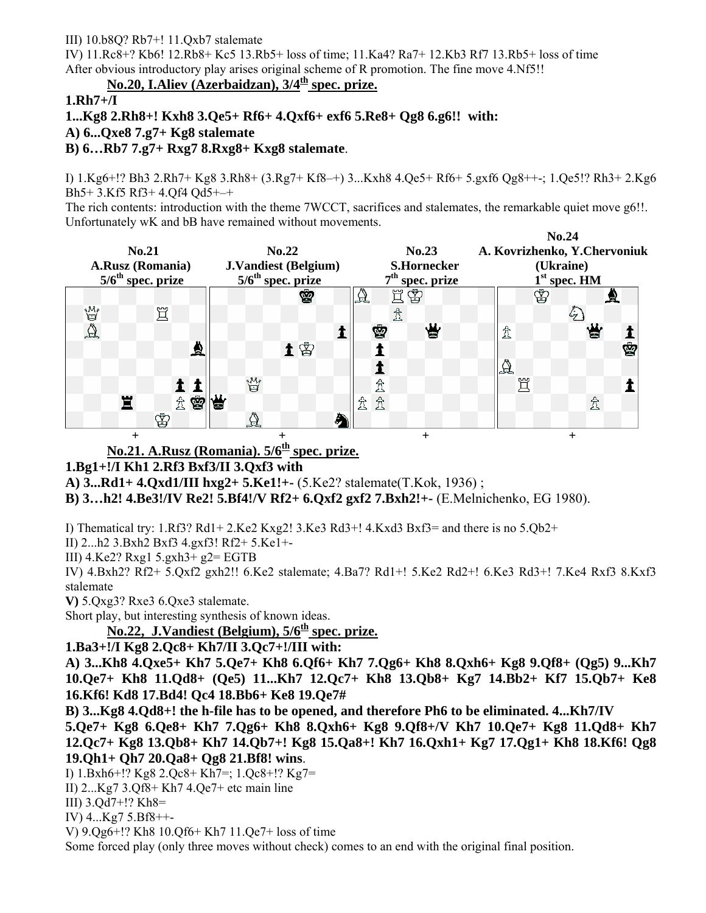III) 10.b8Q? Rb7+! 11.Qxb7 stalemate

IV) 11.Rc8+? Kb6! 12.Rb8+ Kc5 13.Rb5+ loss of time; 11.Ka4? Ra7+ 12.Kb3 Rf7 13.Rb5+ loss of time

After obvious introductory play arises original scheme of R promotion. The fine move 4.Nf5!!

### No.20, I.Aliev (Azerbaidzan), 3/4th spec. prize.

**1.Rh7+/I**

**1...Kg8 2.Rh8+! Kxh8 3.Qe5+ Rf6+ 4.Qxf6+ exf6 5.Re8+ Qg8 6.g6!! with:**

**A) 6...Qxe8 7.g7+ Kg8 stalemate**

**B) 6…Rb7 7.g7+ Rxg7 8.Rxg8+ Kxg8 stalemate**.

I) 1.Kg6+!? Bh3 2.Rh7+ Kg8 3.Rh8+ (3.Rg7+ Kf8–+) 3...Kxh8 4.Qe5+ Rf6+ 5.gxf6 Qg8++-; 1.Qe5!? Rh3+ 2.Kg6 Bh5+ 3.Kf5 Rf3+ 4.Qf4 Qd5+–+

The rich contents: introduction with the theme 7WCCT, sacrifices and stalemates, the remarkable quiet move g6!!. Unfortunately wK and bB have remained without movements.

| No.21 A.Rusz (Romania) 5/6th spec. prize | No.22 J.Vandiest (Belgium) 5/6th spec. prize | No.23 S.Hornecker 7th spec. prize | No.24 A. Kovrizhenko, Y.Chervoniuk (Ukraine) 1st spec. HM |
|---|---|---|---|
| + | + | + | + |

### No.21. A.Rusz (Romania). 5/6th spec. prize.

**1.Bg1+!/I Kh1 2.Rf3 Bxf3/II 3.Qxf3 with**

**A) 3...Rd1+ 4.Qxd1/III hxg2+ 5.Ke1!+-** (5.Ke2? stalemate(T.Kok, 1936) ;

**B) 3…h2! 4.Be3!/IV Re2! 5.Bf4!/V Rf2+ 6.Qxf2 gxf2 7.Bxh2!+-** (E.Melnichenko, EG 1980).

I) Thematical try: 1.Rf3? Rd1+ 2.Ke2 Kxg2! 3.Ke3 Rd3+! 4.Kxd3 Bxf3= and there is no 5.Qb2+

II) 2...h2 3.Bxh2 Bxf3 4.gxf3! Rf2+ 5.Ke1+-

III) 4.Ke2? Rxg1 5.gxh3+ g2= EGTB

IV) 4.Bxh2? Rf2+ 5.Qxf2 gxh2!! 6.Ke2 stalemate; 4.Ba7? Rd1+! 5.Ke2 Rd2+! 6.Ke3 Rd3+! 7.Ke4 Rxf3 8.Kxf3 stalemate

**V)** 5.Qxg3? Rxe3 6.Qxe3 stalemate.

Short play, but interesting synthesis of known ideas.

### No.22, J.Vandiest (Belgium), 5/6th spec. prize.

**1.Ba3+!/I Kg8 2.Qc8+ Kh7/II 3.Qc7+!/III with:**

**A) 3...Kh8 4.Qxe5+ Kh7 5.Qe7+ Kh8 6.Qf6+ Kh7 7.Qg6+ Kh8 8.Qxh6+ Kg8 9.Qf8+ (Qg5) 9...Kh7 10.Qe7+ Kh8 11.Qd8+ (Qe5) 11...Kh7 12.Qc7+ Kh8 13.Qb8+ Kg7 14.Bb2+ Kf7 15.Qb7+ Ke8 16.Kf6! Kd8 17.Bd4! Qc4 18.Bb6+ Ke8 19.Qe7#**

**B) 3...Kg8 4.Qd8+! the h-file has to be opened, and therefore Ph6 to be eliminated. 4...Kh7/IV 5.Qe7+ Kg8 6.Qe8+ Kh7 7.Qg6+ Kh8 8.Qxh6+ Kg8 9.Qf8+/V Kh7 10.Qe7+ Kg8 11.Qd8+ Kh7 12.Qc7+ Kg8 13.Qb8+ Kh7 14.Qb7+! Kg8 15.Qa8+! Kh7 16.Qxh1+ Kg7 17.Qg1+ Kh8 18.Kf6! Qg8 19.Qh1+ Qh7 20.Qa8+ Qg8 21.Bf8! wins**.

I) 1.Bxh6+!? Kg8 2.Qc8+ Kh7=; 1.Qc8+!? Kg7=

II) 2...Kg7 3.Qf8+ Kh7 4.Qe7+ etc main line

III) 3.Qd7+!? Kh8=

IV) 4...Kg7 5.Bf8++-

V) 9.Qg6+!? Kh8 10.Qf6+ Kh7 11.Qe7+ loss of time

Some forced play (only three moves without check) comes to an end with the original final position.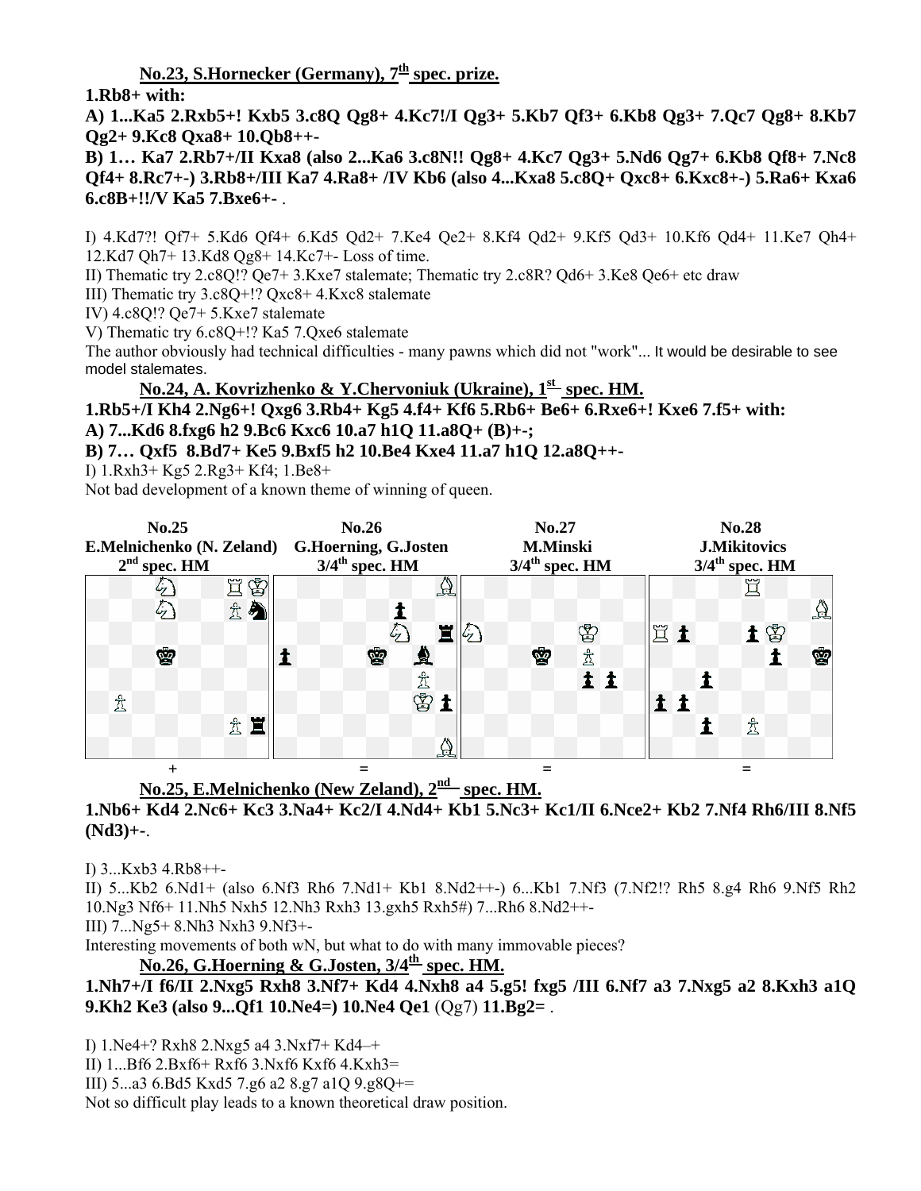**No.23, S.Hornecker (Germany), 7th spec. prize.**

**1.Rb8+ with:**

**A) 1...Ka5 2.Rxb5+! Kxb5 3.c8Q Qg8+ 4.Kc7!/I Qg3+ 5.Kb7 Qf3+ 6.Kb8 Qg3+ 7.Qc7 Qg8+ 8.Kb7 Qg2+ 9.Kc8 Qxa8+ 10.Qb8++-**

**B) 1… Ka7 2.Rb7+/II Kxa8 (also 2...Ka6 3.c8N!! Qg8+ 4.Kc7 Qg3+ 5.Nd6 Qg7+ 6.Kb8 Qf8+ 7.Nc8 Qf4+ 8.Rc7+-) 3.Rb8+/III Ka7 4.Ra8+ /IV Kb6 (also 4...Kxa8 5.c8Q+ Qxc8+ 6.Kxc8+-) 5.Ra6+ Kxa6 6.c8B+!!/V Ka5 7.Bxe6+-** .

I) 4.Kd7?! Qf7+ 5.Kd6 Qf4+ 6.Kd5 Qd2+ 7.Ke4 Qe2+ 8.Kf4 Qd2+ 9.Kf5 Qd3+ 10.Kf6 Qd4+ 11.Ke7 Qh4+ 12.Kd7 Qh7+ 13.Kd8 Qg8+ 14.Kc7+- Loss of time.

II) Thematic try 2.c8Q!? Qe7+ 3.Kxe7 stalemate; Thematic try 2.c8R? Qd6+ 3.Ke8 Qe6+ etc draw

III) Thematic try 3.c8Q+!? Qxc8+ 4.Kxc8 stalemate

IV) 4.c8Q!? Qe7+ 5.Kxe7 stalemate

V) Thematic try 6.c8Q+!? Ka5 7.Qxe6 stalemate

The author obviously had technical difficulties - many pawns which did not "work"... It would be desirable to see model stalemates.

**No.24, A. Kovrizhenko & Y.Chervoniuk (Ukraine), 1st spec. HM.**

**1.Rb5+/I Kh4 2.Ng6+! Qxg6 3.Rb4+ Kg5 4.f4+ Kf6 5.Rb6+ Be6+ 6.Rxe6+! Kxe6 7.f5+ with:**

**A) 7...Kd6 8.fxg6 h2 9.Bc6 Kxc6 10.a7 h1Q 11.a8Q+ (B)+-;**

**B) 7… Qxf5 8.Bd7+ Ke5 9.Bxf5 h2 10.Be4 Kxe4 11.a7 h1Q 12.a8Q++-**

I) 1.Rxh3+ Kg5 2.Rg3+ Kf4; 1.Be8+

Not bad development of a known theme of winning of queen.

| No.25 | No.26 | No.27 | No.28 |
| --- | --- | --- | --- |
| E.Melnichenko (N. Zeland) | G.Hoerning, G.Josten | M.Minski | J.Mikitovics |
| 2nd spec. HM | 3/4th spec. HM | 3/4th spec. HM | 3/4th spec. HM |
| + | = | = | = |

**No.25, E.Melnichenko (New Zeland), 2nd spec. HM.**

**1.Nb6+ Kd4 2.Nc6+ Kc3 3.Na4+ Kc2/I 4.Nd4+ Kb1 5.Nc3+ Kc1/II 6.Nce2+ Kb2 7.Nf4 Rh6/III 8.Nf5 (Nd3)+-**.

I) 3...Kxb3 4.Rb8++-

II) 5...Kb2 6.Nd1+ (also 6.Nf3 Rh6 7.Nd1+ Kb1 8.Nd2++-) 6...Kb1 7.Nf3 (7.Nf2!? Rh5 8.g4 Rh6 9.Nf5 Rh2 10.Ng3 Nf6+ 11.Nh5 Nxh5 12.Nh3 Rxh3 13.gxh5 Rxh5#) 7...Rh6 8.Nd2++-

III) 7...Ng5+ 8.Nh3 Nxh3 9.Nf3+-

Interesting movements of both wN, but what to do with many immovable pieces?

**No.26, G.Hoerning & G.Josten, 3/4th spec. HM.**

**1.Nh7+/I f6/II 2.Nxg5 Rxh8 3.Nf7+ Kd4 4.Nxh8 a4 5.g5! fxg5 /III 6.Nf7 a3 7.Nxg5 a2 8.Kxh3 a1Q 9.Kh2 Ke3 (also 9...Qf1 10.Ne4=) 10.Ne4 Qe1** (Qg7) **11.Bg2=** .

I) 1.Ne4+? Rxh8 2.Nxg5 a4 3.Nxf7+ Kd4–+

II) 1...Bf6 2.Bxf6+ Rxf6 3.Nxf6 Kxf6 4.Kxh3=

III) 5...a3 6.Bd5 Kxd5 7.g6 a2 8.g7 a1Q 9.g8Q+=

Not so difficult play leads to a known theoretical draw position.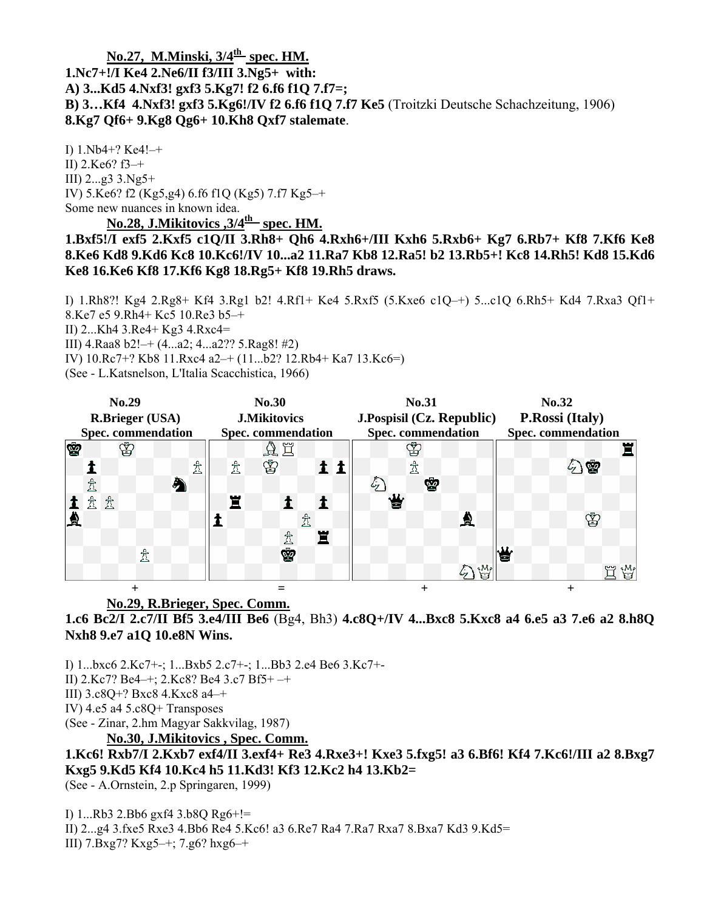**No.27, M.Minski, 3/4th spec. HM.**

**1.Nc7+!/I Ke4 2.Ne6/II f3/III 3.Ng5+ with:**
**A) 3...Kd5 4.Nxf3! gxf3 5.Kg7! f2 6.f6 f1Q 7.f7=;**
**B) 3…Kf4 4.Nxf3! gxf3 5.Kg6!/IV f2 6.f6 f1Q 7.f7 Ke5** (Troitzki Deutsche Schachzeitung, 1906) **8.Kg7 Qf6+ 9.Kg8 Qg6+ 10.Kh8 Qxf7 stalemate**.

I) 1.Nb4+? Ke4!–+
II) 2.Ke6? f3–+
III) 2...g3 3.Ng5+
IV) 5.Ke6? f2 (Kg5,g4) 6.f6 f1Q (Kg5) 7.f7 Kg5–+
Some new nuances in known idea.

**No.28, J.Mikitovics ,3/4th spec. HM.**

**1.Bxf5!/I exf5 2.Kxf5 c1Q/II 3.Rh8+ Qh6 4.Rxh6+/III Kxh6 5.Rxb6+ Kg7 6.Rb7+ Kf8 7.Kf6 Ke8 8.Ke6 Kd8 9.Kd6 Kc8 10.Kc6!/IV 10...a2 11.Ra7 Kb8 12.Ra5! b2 13.Rb5+! Kc8 14.Rh5! Kd8 15.Kd6 Ke8 16.Ke6 Kf8 17.Kf6 Kg8 18.Rg5+ Kf8 19.Rh5 draws.**

I) 1.Rh8?! Kg4 2.Rg8+ Kf4 3.Rg1 b2! 4.Rf1+ Ke4 5.Rxf5 (5.Kxe6 c1Q–+) 5...c1Q 6.Rh5+ Kd4 7.Rxa3 Qf1+ 8.Ke7 e5 9.Rh4+ Kc5 10.Re3 b5–+
II) 2...Kh4 3.Re4+ Kg3 4.Rxc4=
III) 4.Raa8 b2!–+ (4...a2; 4...a2?? 5.Rag8! #2)
IV) 10.Rc7+? Kb8 11.Rxc4 a2–+ (11...b2? 12.Rb4+ Ka7 13.Kc6=)
(See - L.Katsnelson, L'Italia Scacchistica, 1966)

| No.29 | No.30 | No.31 | No.32 |
|---|---|---|---|
| R.Brieger (USA) | J.Mikitovics | J.Pospisil (Cz. Republic) | P.Rossi (Italy) |
| Spec. commendation | Spec. commendation | Spec. commendation | Spec. commendation |
| + | = | + | + |

**No.29, R.Brieger, Spec. Comm.**

**1.c6 Bc2/I 2.c7/II Bf5 3.e4/III Be6** (Bg4, Bh3) **4.c8Q+/IV 4...Bxc8 5.Kxc8 a4 6.e5 a3 7.e6 a2 8.h8Q Nxh8 9.e7 a1Q 10.e8N Wins.**

I) 1...bxc6 2.Kc7+-; 1...Bxb5 2.c7+-; 1...Bb3 2.e4 Be6 3.Kc7+-
II) 2.Kc7? Be4–+; 2.Kc8? Be4 3.c7 Bf5+ –+
III) 3.c8Q+? Bxc8 4.Kxc8 a4–+
IV) 4.e5 a4 5.c8Q+ Transposes
(See - Zinar, 2.hm Magyar Sakkvilag, 1987)

**No.30, J.Mikitovics , Spec. Comm.**

**1.Kc6! Rxb7/I 2.Kxb7 exf4/II 3.exf4+ Re3 4.Rxe3+! Kxe3 5.fxg5! a3 6.Bf6! Kf4 7.Kc6!/III a2 8.Bxg7 Kxg5 9.Kd5 Kf4 10.Kc4 h5 11.Kd3! Kf3 12.Kc2 h4 13.Kb2=**
(See - A.Ornstein, 2.p Springaren, 1999)

I) 1...Rb3 2.Bb6 gxf4 3.b8Q Rg6+!=
II) 2...g4 3.fxe5 Rxe3 4.Bb6 Re4 5.Kc6! a3 6.Re7 Ra4 7.Ra7 Rxa7 8.Bxa7 Kd3 9.Kd5=
III) 7.Bxg7? Kxg5–+; 7.g6? hxg6–+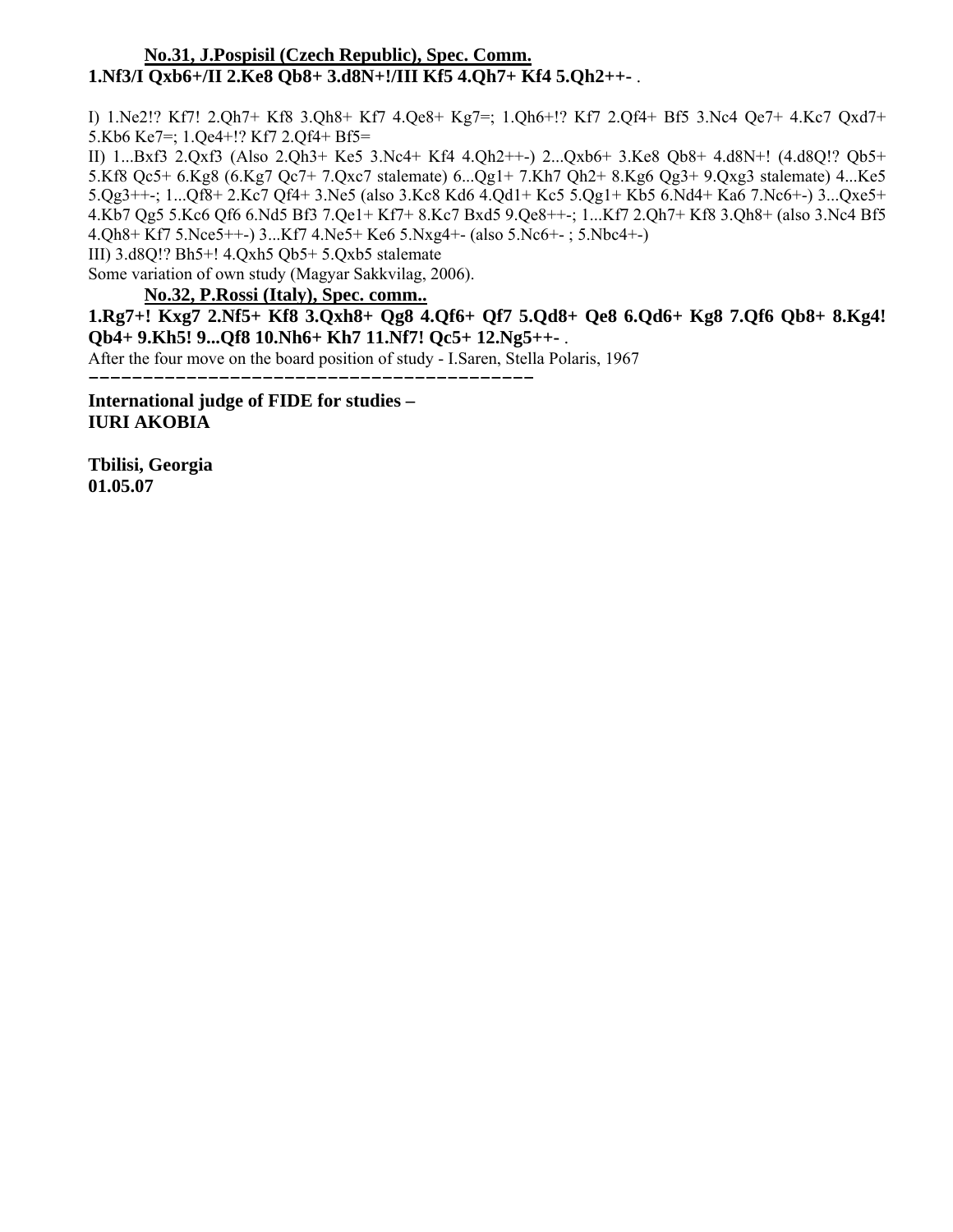**No.31, J.Pospisil (Czech Republic), Spec. Comm.**

**1.Nf3/I Qxb6+/II 2.Ke8 Qb8+ 3.d8N+!/III Kf5 4.Qh7+ Kf4 5.Qh2++-** .

I) 1.Ne2!? Kf7! 2.Qh7+ Kf8 3.Qh8+ Kf7 4.Qe8+ Kg7=; 1.Qh6+!? Kf7 2.Qf4+ Bf5 3.Nc4 Qe7+ 4.Kc7 Qxd7+ 5.Kb6 Ke7=; 1.Qe4+!? Kf7 2.Qf4+ Bf5=

II) 1...Bxf3 2.Qxf3 (Also 2.Qh3+ Ke5 3.Nc4+ Kf4 4.Qh2++-) 2...Qxb6+ 3.Ke8 Qb8+ 4.d8N+! (4.d8Q!? Qb5+ 5.Kf8 Qc5+ 6.Kg8 (6.Kg7 Qc7+ 7.Qxc7 stalemate) 6...Qg1+ 7.Kh7 Qh2+ 8.Kg6 Qg3+ 9.Qxg3 stalemate) 4...Ke5 5.Qg3++-; 1...Qf8+ 2.Kc7 Qf4+ 3.Ne5 (also 3.Kc8 Kd6 4.Qd1+ Kc5 5.Qg1+ Kb5 6.Nd4+ Ka6 7.Nc6+-) 3...Qxe5+ 4.Kb7 Qg5 5.Kc6 Qf6 6.Nd5 Bf3 7.Qe1+ Kf7+ 8.Kc7 Bxd5 9.Qe8++-; 1...Kf7 2.Qh7+ Kf8 3.Qh8+ (also 3.Nc4 Bf5 4.Qh8+ Kf7 5.Nce5++-) 3...Kf7 4.Ne5+ Ke6 5.Nxg4+- (also 5.Nc6+- ; 5.Nbc4+-)

III) 3.d8Q!? Bh5+! 4.Qxh5 Qb5+ 5.Qxb5 stalemate

Some variation of own study (Magyar Sakkvilag, 2006).

**No.32, P.Rossi (Italy), Spec. comm..**

**1.Rg7+! Kxg7 2.Nf5+ Kf8 3.Qxh8+ Qg8 4.Qf6+ Qf7 5.Qd8+ Qe8 6.Qd6+ Kg8 7.Qf6 Qb8+ 8.Kg4! Qb4+ 9.Kh5! 9...Qf8 10.Nh6+ Kh7 11.Nf7! Qc5+ 12.Ng5++-** .

After the four move on the board position of study - I.Saren, Stella Polaris, 1967

---

**International judge of FIDE for studies –**
**IURI AKOBIA**

**Tbilisi, Georgia**
**01.05.07**